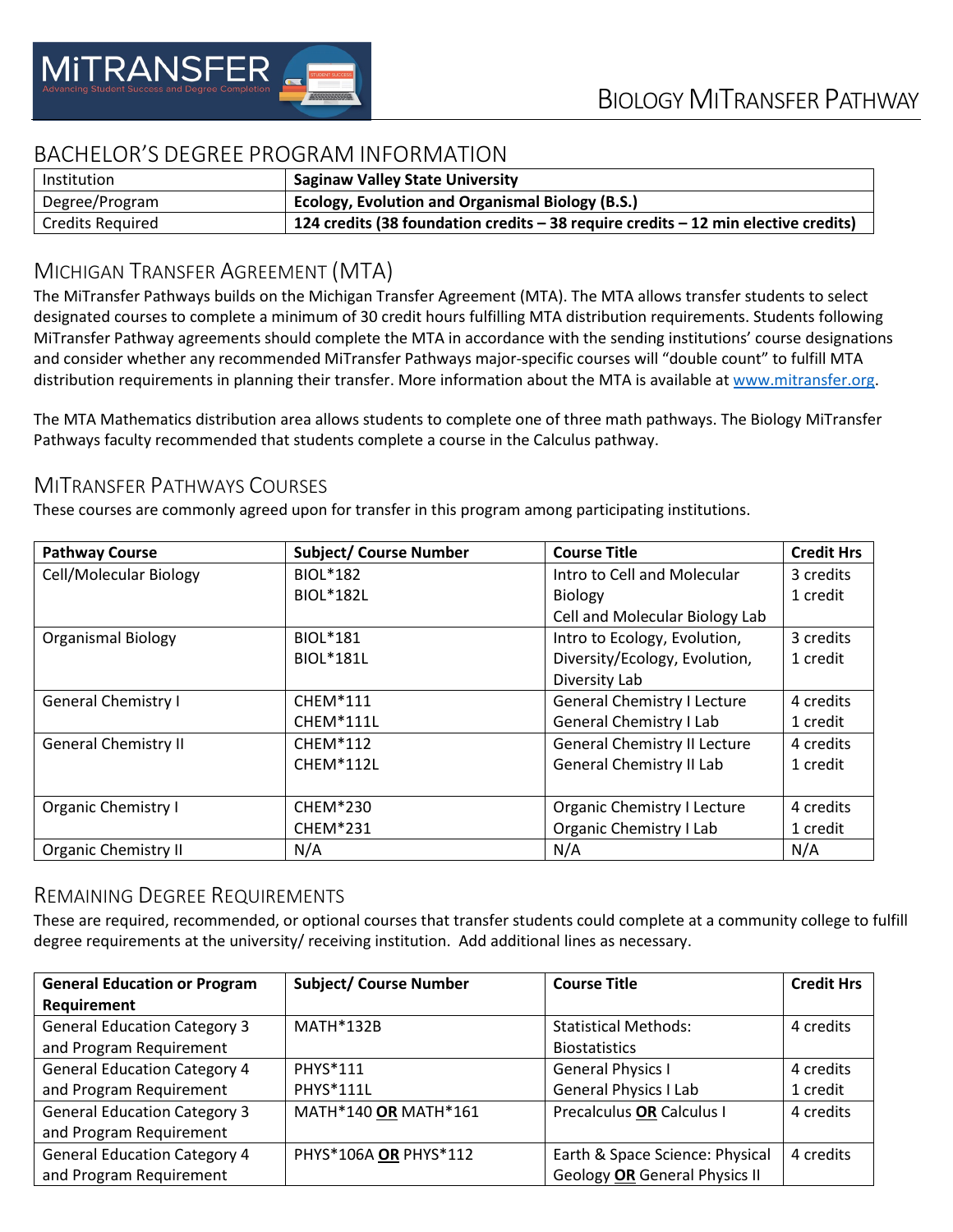# BIOLOGY MITRANSFER PATHWAY

## BACHELOR'S DEGREE PROGRAM INFORMATION

| Institution | **Saginaw Valley State University** |
|---|---|
| Degree/Program | **Ecology, Evolution and Organismal Biology (B.S.)** |
| Credits Required | **124 credits (38 foundation credits – 38 require credits – 12 min elective credits)** |

## MICHIGAN TRANSFER AGREEMENT (MTA)

The MiTransfer Pathways builds on the Michigan Transfer Agreement (MTA). The MTA allows transfer students to select designated courses to complete a minimum of 30 credit hours fulfilling MTA distribution requirements. Students following MiTransfer Pathway agreements should complete the MTA in accordance with the sending institutions' course designations and consider whether any recommended MiTransfer Pathways major-specific courses will "double count" to fulfill MTA distribution requirements in planning their transfer. More information about the MTA is available at www.mitransfer.org.

The MTA Mathematics distribution area allows students to complete one of three math pathways. The Biology MiTransfer Pathways faculty recommended that students complete a course in the Calculus pathway.

## MITRANSFER PATHWAYS COURSES

These courses are commonly agreed upon for transfer in this program among participating institutions.

| Pathway Course | Subject/ Course Number | Course Title | Credit Hrs |
|---|---|---|---|
| Cell/Molecular Biology | BIOL*182<br>BIOL*182L | Intro to Cell and Molecular Biology<br>Cell and Molecular Biology Lab | 3 credits<br>1 credit |
| Organismal Biology | BIOL*181<br>BIOL*181L | Intro to Ecology, Evolution, Diversity/Ecology, Evolution, Diversity Lab | 3 credits<br>1 credit |
| General Chemistry I | CHEM*111<br>CHEM*111L | General Chemistry I Lecture<br>General Chemistry I Lab | 4 credits<br>1 credit |
| General Chemistry II | CHEM*112<br>CHEM*112L | General Chemistry II Lecture<br>General Chemistry II Lab | 4 credits<br>1 credit |
| Organic Chemistry I | CHEM*230<br>CHEM*231 | Organic Chemistry I Lecture<br>Organic Chemistry I Lab | 4 credits<br>1 credit |
| Organic Chemistry II | N/A | N/A | N/A |

## REMAINING DEGREE REQUIREMENTS

These are required, recommended, or optional courses that transfer students could complete at a community college to fulfill degree requirements at the university/ receiving institution. Add additional lines as necessary.

| General Education or Program Requirement | Subject/ Course Number | Course Title | Credit Hrs |
|---|---|---|---|
| General Education Category 3 and Program Requirement | MATH*132B | Statistical Methods: Biostatistics | 4 credits |
| General Education Category 4 and Program Requirement | PHYS*111<br>PHYS*111L | General Physics I<br>General Physics I Lab | 4 credits<br>1 credit |
| General Education Category 3 and Program Requirement | MATH*140 **OR** MATH*161 | Precalculus **OR** Calculus I | 4 credits |
| General Education Category 4 and Program Requirement | PHYS*106A **OR** PHYS*112 | Earth & Space Science: Physical Geology **OR** General Physics II | 4 credits |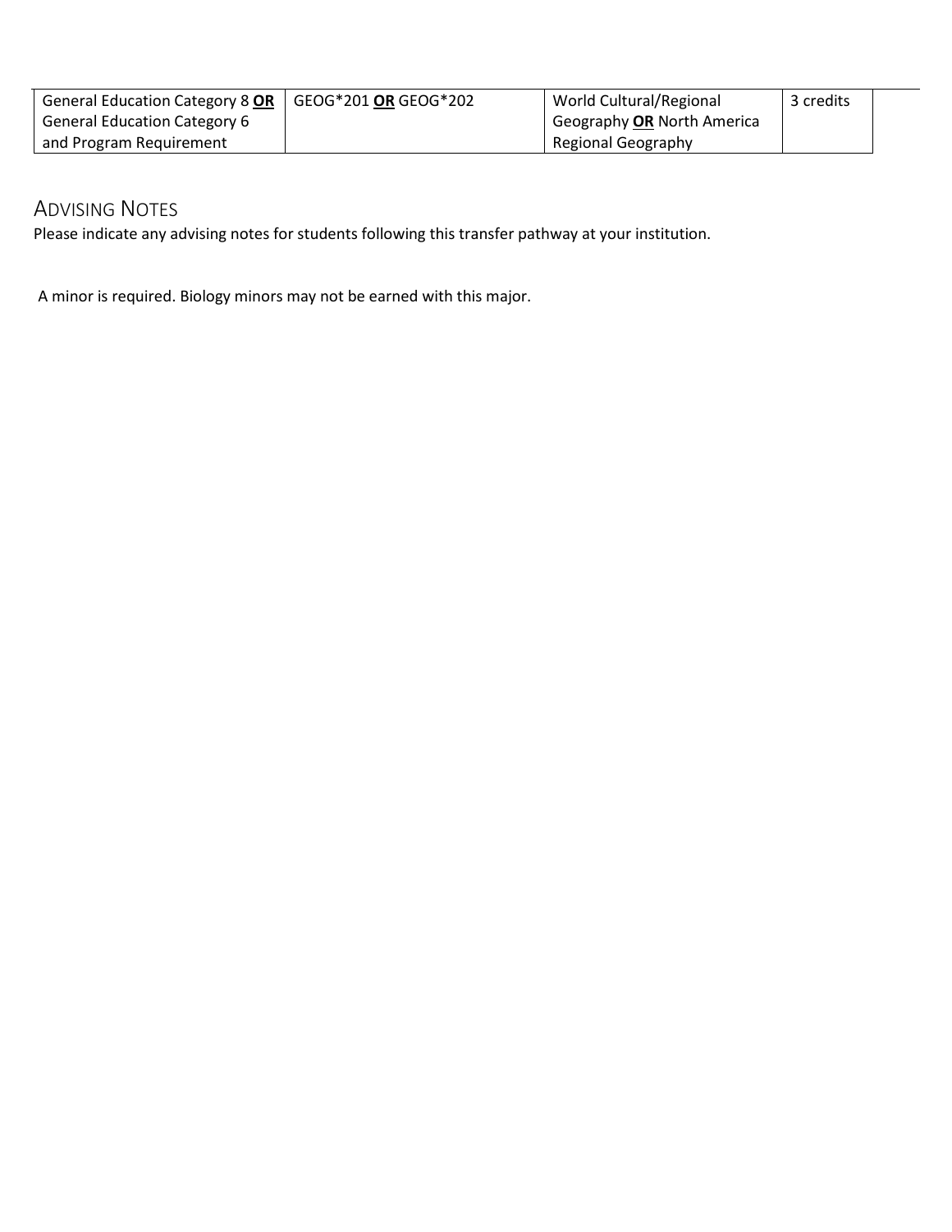| | | | |
|---|---|---|---|
| General Education Category 8 **OR** General Education Category 6 and Program Requirement | GEOG*201 **OR** GEOG*202 | World Cultural/Regional Geography **OR** North America Regional Geography | 3 credits |

## Advising Notes

Please indicate any advising notes for students following this transfer pathway at your institution.

A minor is required. Biology minors may not be earned with this major.